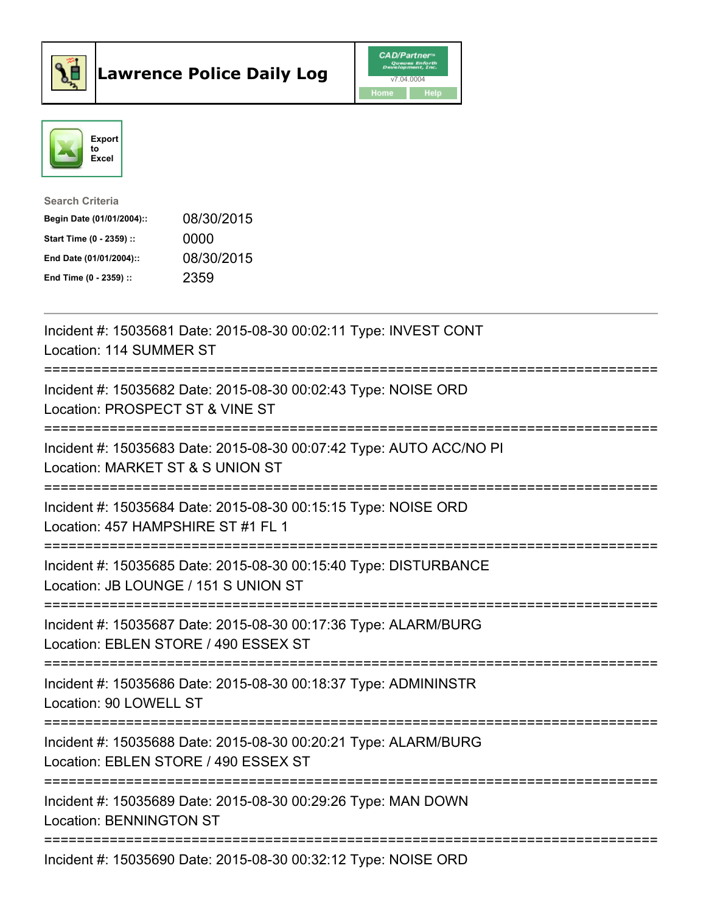# Lawrence Police Daily Log

CAD/Partner v7.04.0004 Home Help

Export to Excel

**Search Criteria**

| | |
|---|---|
| **Begin Date (01/01/2004)::** | 08/30/2015 |
| **Start Time (0 - 2359) ::** | 0000 |
| **End Date (01/01/2004)::** | 08/30/2015 |
| **End Time (0 - 2359) ::** | 2359 |

---

Incident #: 15035681 Date: 2015-08-30 00:02:11 Type: INVEST CONT
Location: 114 SUMMER ST

===========================================================================

Incident #: 15035682 Date: 2015-08-30 00:02:43 Type: NOISE ORD
Location: PROSPECT ST & VINE ST

===========================================================================

Incident #: 15035683 Date: 2015-08-30 00:07:42 Type: AUTO ACC/NO PI
Location: MARKET ST & S UNION ST

===========================================================================

Incident #: 15035684 Date: 2015-08-30 00:15:15 Type: NOISE ORD
Location: 457 HAMPSHIRE ST #1 FL 1

===========================================================================

Incident #: 15035685 Date: 2015-08-30 00:15:40 Type: DISTURBANCE
Location: JB LOUNGE / 151 S UNION ST

===========================================================================

Incident #: 15035687 Date: 2015-08-30 00:17:36 Type: ALARM/BURG
Location: EBLEN STORE / 490 ESSEX ST

===========================================================================

Incident #: 15035686 Date: 2015-08-30 00:18:37 Type: ADMININSTR
Location: 90 LOWELL ST

===========================================================================

Incident #: 15035688 Date: 2015-08-30 00:20:21 Type: ALARM/BURG
Location: EBLEN STORE / 490 ESSEX ST

===========================================================================

Incident #: 15035689 Date: 2015-08-30 00:29:26 Type: MAN DOWN
Location: BENNINGTON ST

===========================================================================

Incident #: 15035690 Date: 2015-08-30 00:32:12 Type: NOISE ORD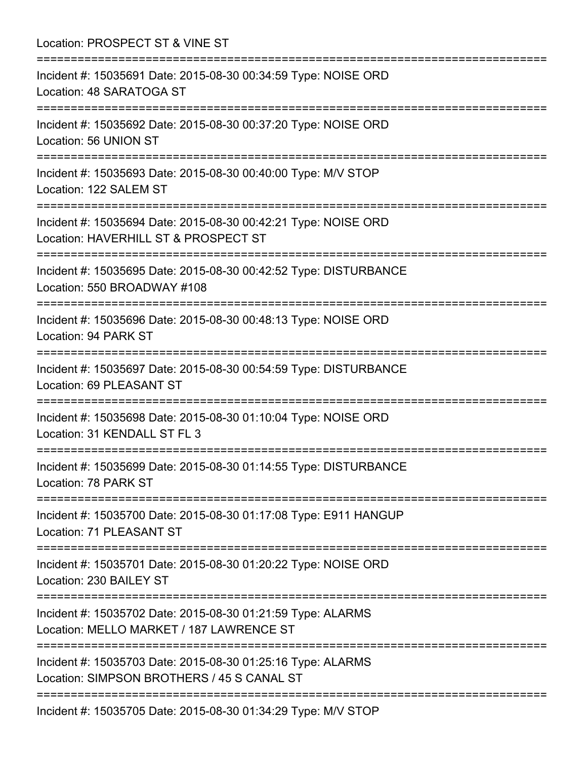Location: PROSPECT ST & VINE ST

===========================================================================

Incident #: 15035691 Date: 2015-08-30 00:34:59 Type: NOISE ORD
Location: 48 SARATOGA ST

===========================================================================

Incident #: 15035692 Date: 2015-08-30 00:37:20 Type: NOISE ORD
Location: 56 UNION ST

===========================================================================

Incident #: 15035693 Date: 2015-08-30 00:40:00 Type: M/V STOP
Location: 122 SALEM ST

===========================================================================

Incident #: 15035694 Date: 2015-08-30 00:42:21 Type: NOISE ORD
Location: HAVERHILL ST & PROSPECT ST

===========================================================================

Incident #: 15035695 Date: 2015-08-30 00:42:52 Type: DISTURBANCE
Location: 550 BROADWAY #108

===========================================================================

Incident #: 15035696 Date: 2015-08-30 00:48:13 Type: NOISE ORD
Location: 94 PARK ST

===========================================================================

Incident #: 15035697 Date: 2015-08-30 00:54:59 Type: DISTURBANCE
Location: 69 PLEASANT ST

===========================================================================

Incident #: 15035698 Date: 2015-08-30 01:10:04 Type: NOISE ORD
Location: 31 KENDALL ST FL 3

===========================================================================

Incident #: 15035699 Date: 2015-08-30 01:14:55 Type: DISTURBANCE
Location: 78 PARK ST

===========================================================================

Incident #: 15035700 Date: 2015-08-30 01:17:08 Type: E911 HANGUP
Location: 71 PLEASANT ST

===========================================================================

Incident #: 15035701 Date: 2015-08-30 01:20:22 Type: NOISE ORD
Location: 230 BAILEY ST

===========================================================================

Incident #: 15035702 Date: 2015-08-30 01:21:59 Type: ALARMS
Location: MELLO MARKET / 187 LAWRENCE ST

===========================================================================

Incident #: 15035703 Date: 2015-08-30 01:25:16 Type: ALARMS
Location: SIMPSON BROTHERS / 45 S CANAL ST

===========================================================================

Incident #: 15035705 Date: 2015-08-30 01:34:29 Type: M/V STOP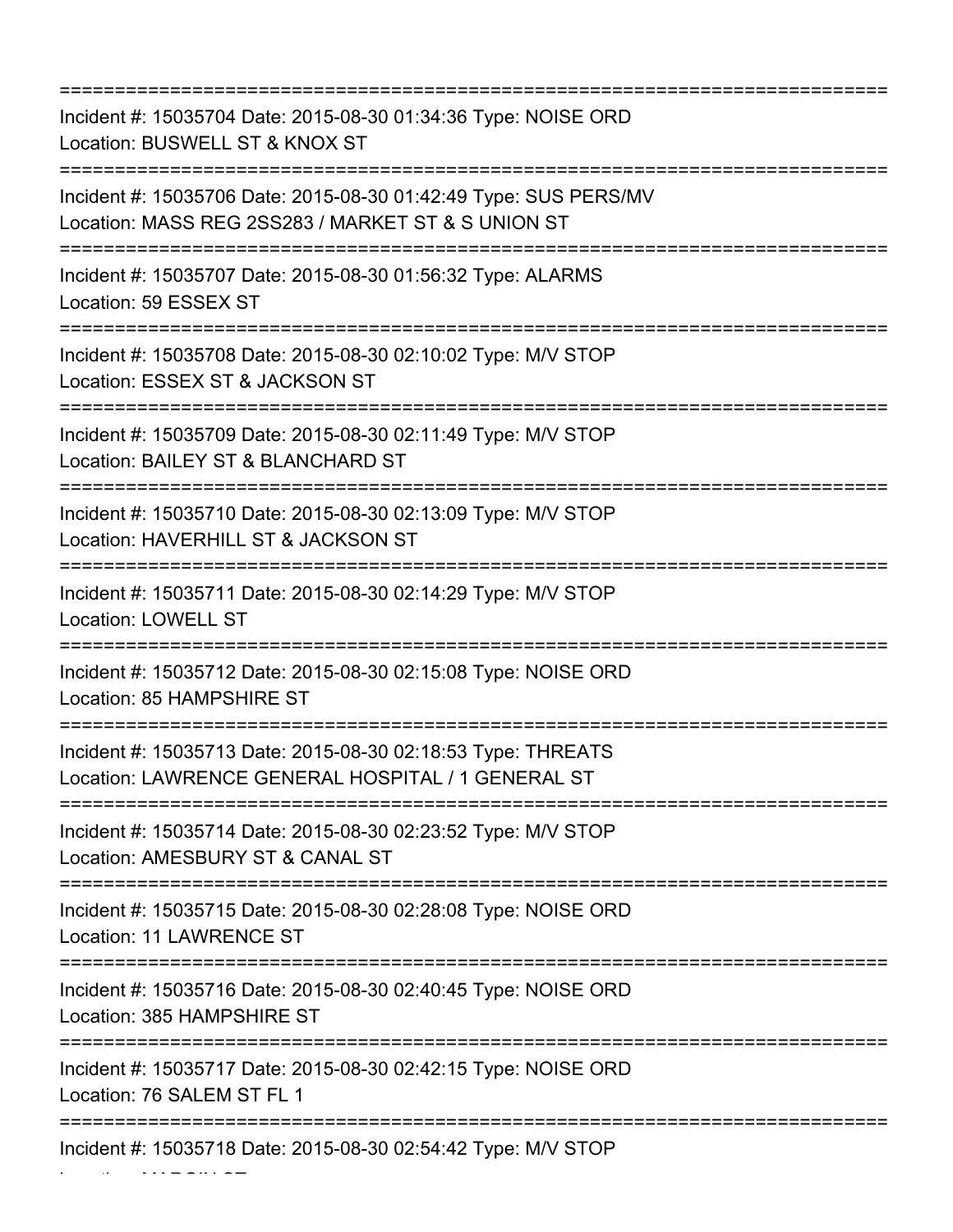===========================================================================
Incident #: 15035704 Date: 2015-08-30 01:34:36 Type: NOISE ORD
Location: BUSWELL ST & KNOX ST
===========================================================================
Incident #: 15035706 Date: 2015-08-30 01:42:49 Type: SUS PERS/MV
Location: MASS REG 2SS283 / MARKET ST & S UNION ST
===========================================================================
Incident #: 15035707 Date: 2015-08-30 01:56:32 Type: ALARMS
Location: 59 ESSEX ST
===========================================================================
Incident #: 15035708 Date: 2015-08-30 02:10:02 Type: M/V STOP
Location: ESSEX ST & JACKSON ST
===========================================================================
Incident #: 15035709 Date: 2015-08-30 02:11:49 Type: M/V STOP
Location: BAILEY ST & BLANCHARD ST
===========================================================================
Incident #: 15035710 Date: 2015-08-30 02:13:09 Type: M/V STOP
Location: HAVERHILL ST & JACKSON ST
===========================================================================
Incident #: 15035711 Date: 2015-08-30 02:14:29 Type: M/V STOP
Location: LOWELL ST
===========================================================================
Incident #: 15035712 Date: 2015-08-30 02:15:08 Type: NOISE ORD
Location: 85 HAMPSHIRE ST
===========================================================================
Incident #: 15035713 Date: 2015-08-30 02:18:53 Type: THREATS
Location: LAWRENCE GENERAL HOSPITAL / 1 GENERAL ST
===========================================================================
Incident #: 15035714 Date: 2015-08-30 02:23:52 Type: M/V STOP
Location: AMESBURY ST & CANAL ST
===========================================================================
Incident #: 15035715 Date: 2015-08-30 02:28:08 Type: NOISE ORD
Location: 11 LAWRENCE ST
===========================================================================
Incident #: 15035716 Date: 2015-08-30 02:40:45 Type: NOISE ORD
Location: 385 HAMPSHIRE ST
===========================================================================
Incident #: 15035717 Date: 2015-08-30 02:42:15 Type: NOISE ORD
Location: 76 SALEM ST FL 1
===========================================================================
Incident #: 15035718 Date: 2015-08-30 02:54:42 Type: M/V STOP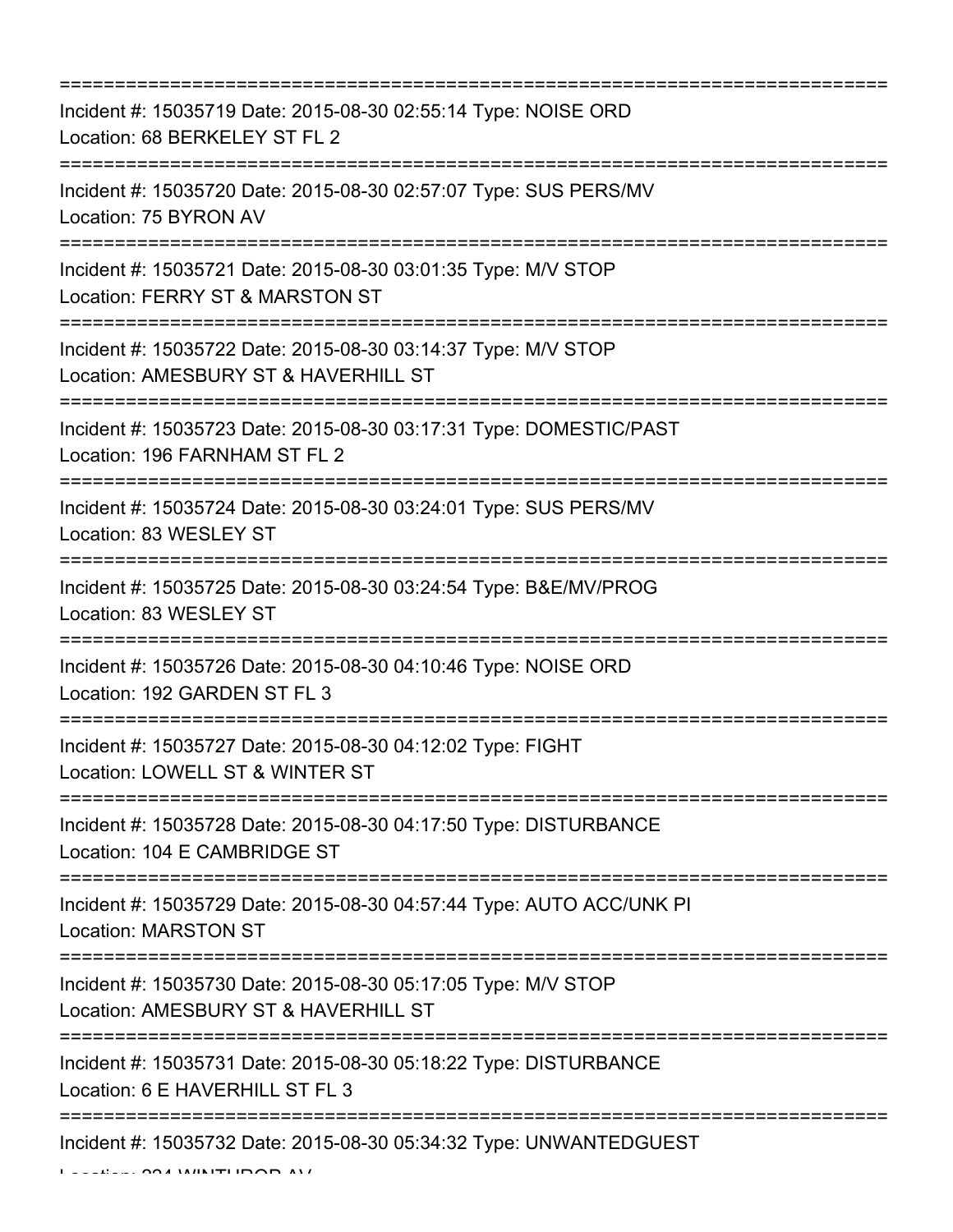===========================================================================

Incident #: 15035719 Date: 2015-08-30 02:55:14 Type: NOISE ORD
Location: 68 BERKELEY ST FL 2

===========================================================================

Incident #: 15035720 Date: 2015-08-30 02:57:07 Type: SUS PERS/MV
Location: 75 BYRON AV

===========================================================================

Incident #: 15035721 Date: 2015-08-30 03:01:35 Type: M/V STOP
Location: FERRY ST & MARSTON ST

===========================================================================

Incident #: 15035722 Date: 2015-08-30 03:14:37 Type: M/V STOP
Location: AMESBURY ST & HAVERHILL ST

===========================================================================

Incident #: 15035723 Date: 2015-08-30 03:17:31 Type: DOMESTIC/PAST
Location: 196 FARNHAM ST FL 2

===========================================================================

Incident #: 15035724 Date: 2015-08-30 03:24:01 Type: SUS PERS/MV
Location: 83 WESLEY ST

===========================================================================

Incident #: 15035725 Date: 2015-08-30 03:24:54 Type: B&E/MV/PROG
Location: 83 WESLEY ST

===========================================================================

Incident #: 15035726 Date: 2015-08-30 04:10:46 Type: NOISE ORD
Location: 192 GARDEN ST FL 3

===========================================================================

Incident #: 15035727 Date: 2015-08-30 04:12:02 Type: FIGHT
Location: LOWELL ST & WINTER ST

===========================================================================

Incident #: 15035728 Date: 2015-08-30 04:17:50 Type: DISTURBANCE
Location: 104 E CAMBRIDGE ST

===========================================================================

Incident #: 15035729 Date: 2015-08-30 04:57:44 Type: AUTO ACC/UNK PI
Location: MARSTON ST

===========================================================================

Incident #: 15035730 Date: 2015-08-30 05:17:05 Type: M/V STOP
Location: AMESBURY ST & HAVERHILL ST

===========================================================================

Incident #: 15035731 Date: 2015-08-30 05:18:22 Type: DISTURBANCE
Location: 6 E HAVERHILL ST FL 3

===========================================================================

Incident #: 15035732 Date: 2015-08-30 05:34:32 Type: UNWANTEDGUEST
Location: 224 WINTHROP AV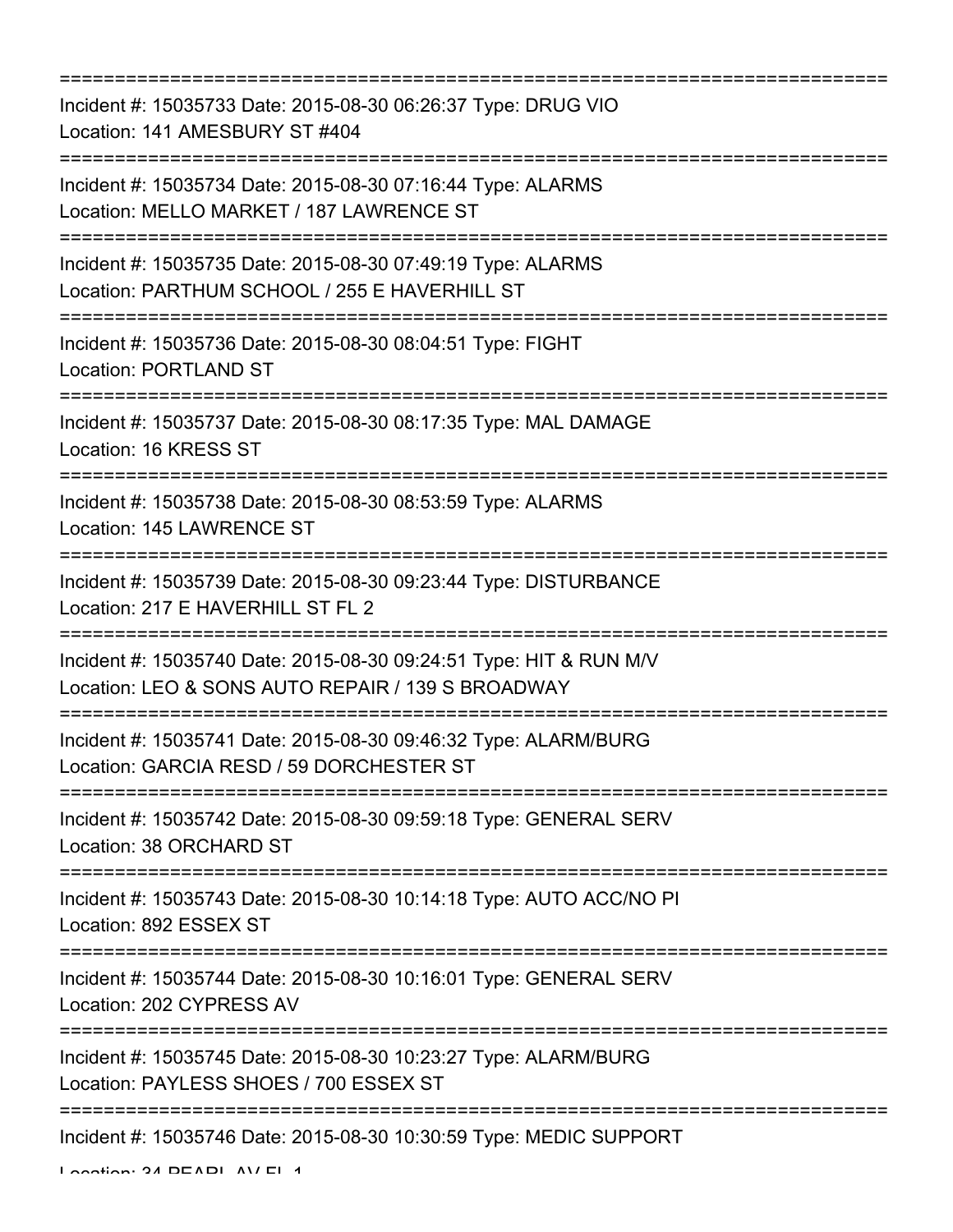===========================================================================

Incident #: 15035733 Date: 2015-08-30 06:26:37 Type: DRUG VIO
Location: 141 AMESBURY ST #404

===========================================================================

Incident #: 15035734 Date: 2015-08-30 07:16:44 Type: ALARMS
Location: MELLO MARKET / 187 LAWRENCE ST

===========================================================================

Incident #: 15035735 Date: 2015-08-30 07:49:19 Type: ALARMS
Location: PARTHUM SCHOOL / 255 E HAVERHILL ST

===========================================================================

Incident #: 15035736 Date: 2015-08-30 08:04:51 Type: FIGHT
Location: PORTLAND ST

===========================================================================

Incident #: 15035737 Date: 2015-08-30 08:17:35 Type: MAL DAMAGE
Location: 16 KRESS ST

===========================================================================

Incident #: 15035738 Date: 2015-08-30 08:53:59 Type: ALARMS
Location: 145 LAWRENCE ST

===========================================================================

Incident #: 15035739 Date: 2015-08-30 09:23:44 Type: DISTURBANCE
Location: 217 E HAVERHILL ST FL 2

===========================================================================

Incident #: 15035740 Date: 2015-08-30 09:24:51 Type: HIT & RUN M/V
Location: LEO & SONS AUTO REPAIR / 139 S BROADWAY

===========================================================================

Incident #: 15035741 Date: 2015-08-30 09:46:32 Type: ALARM/BURG
Location: GARCIA RESD / 59 DORCHESTER ST

===========================================================================

Incident #: 15035742 Date: 2015-08-30 09:59:18 Type: GENERAL SERV
Location: 38 ORCHARD ST

===========================================================================

Incident #: 15035743 Date: 2015-08-30 10:14:18 Type: AUTO ACC/NO PI
Location: 892 ESSEX ST

===========================================================================

Incident #: 15035744 Date: 2015-08-30 10:16:01 Type: GENERAL SERV
Location: 202 CYPRESS AV

===========================================================================

Incident #: 15035745 Date: 2015-08-30 10:23:27 Type: ALARM/BURG
Location: PAYLESS SHOES / 700 ESSEX ST

===========================================================================

Incident #: 15035746 Date: 2015-08-30 10:30:59 Type: MEDIC SUPPORT
Location: 34 PEARL AV FL 1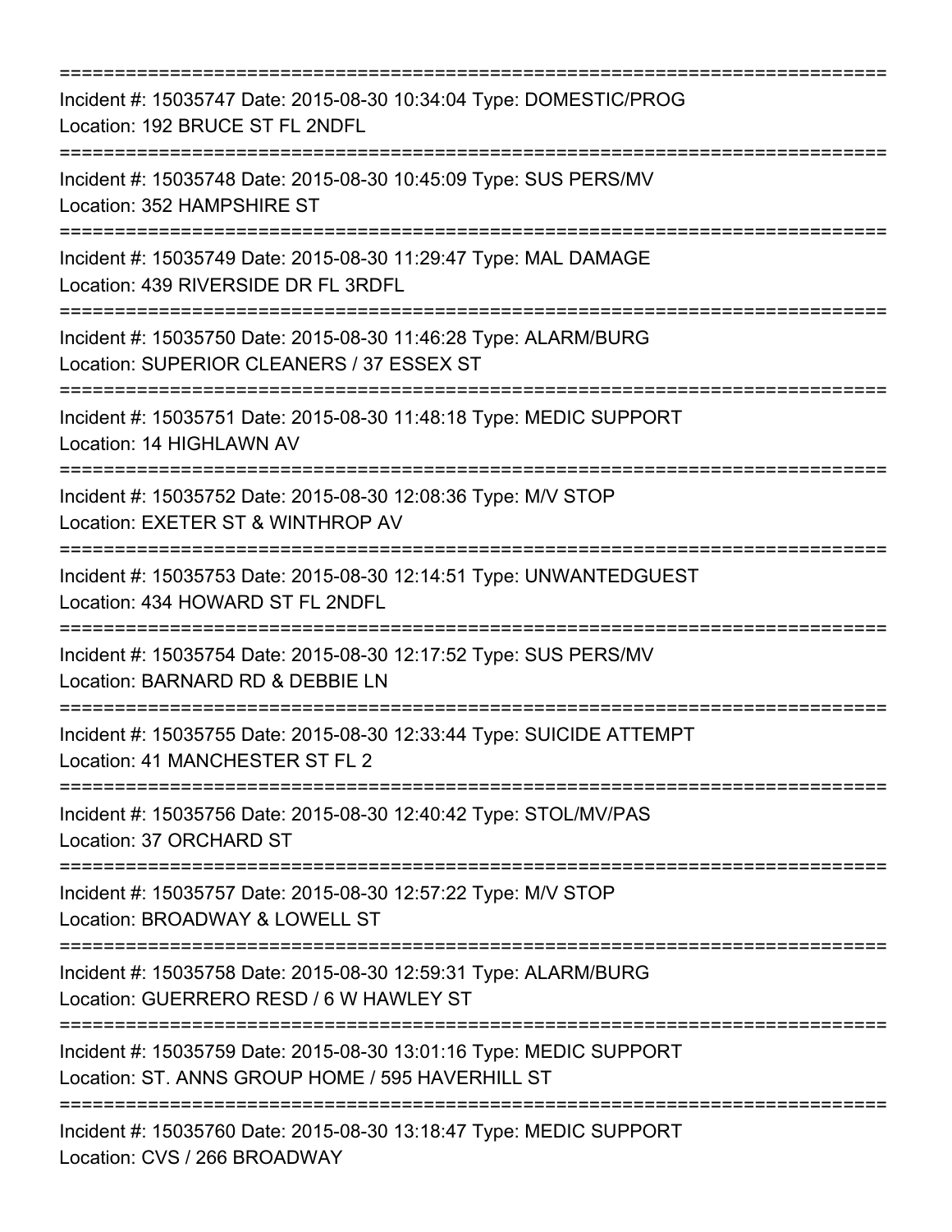===========================================================================

Incident #: 15035747 Date: 2015-08-30 10:34:04 Type: DOMESTIC/PROG
Location: 192 BRUCE ST FL 2NDFL

===========================================================================

Incident #: 15035748 Date: 2015-08-30 10:45:09 Type: SUS PERS/MV
Location: 352 HAMPSHIRE ST

===========================================================================

Incident #: 15035749 Date: 2015-08-30 11:29:47 Type: MAL DAMAGE
Location: 439 RIVERSIDE DR FL 3RDFL

===========================================================================

Incident #: 15035750 Date: 2015-08-30 11:46:28 Type: ALARM/BURG
Location: SUPERIOR CLEANERS / 37 ESSEX ST

===========================================================================

Incident #: 15035751 Date: 2015-08-30 11:48:18 Type: MEDIC SUPPORT
Location: 14 HIGHLAWN AV

===========================================================================

Incident #: 15035752 Date: 2015-08-30 12:08:36 Type: M/V STOP
Location: EXETER ST & WINTHROP AV

===========================================================================

Incident #: 15035753 Date: 2015-08-30 12:14:51 Type: UNWANTEDGUEST
Location: 434 HOWARD ST FL 2NDFL

===========================================================================

Incident #: 15035754 Date: 2015-08-30 12:17:52 Type: SUS PERS/MV
Location: BARNARD RD & DEBBIE LN

===========================================================================

Incident #: 15035755 Date: 2015-08-30 12:33:44 Type: SUICIDE ATTEMPT
Location: 41 MANCHESTER ST FL 2

===========================================================================

Incident #: 15035756 Date: 2015-08-30 12:40:42 Type: STOL/MV/PAS
Location: 37 ORCHARD ST

===========================================================================

Incident #: 15035757 Date: 2015-08-30 12:57:22 Type: M/V STOP
Location: BROADWAY & LOWELL ST

===========================================================================

Incident #: 15035758 Date: 2015-08-30 12:59:31 Type: ALARM/BURG
Location: GUERRERO RESD / 6 W HAWLEY ST

===========================================================================

Incident #: 15035759 Date: 2015-08-30 13:01:16 Type: MEDIC SUPPORT
Location: ST. ANNS GROUP HOME / 595 HAVERHILL ST

===========================================================================

Incident #: 15035760 Date: 2015-08-30 13:18:47 Type: MEDIC SUPPORT
Location: CVS / 266 BROADWAY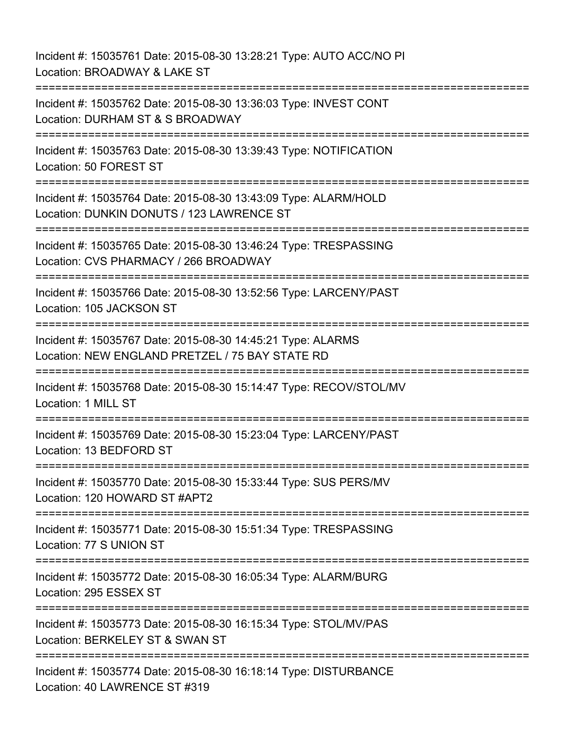Incident #: 15035761 Date: 2015-08-30 13:28:21 Type: AUTO ACC/NO PI
Location: BROADWAY & LAKE ST

===========================================================================

Incident #: 15035762 Date: 2015-08-30 13:36:03 Type: INVEST CONT
Location: DURHAM ST & S BROADWAY

===========================================================================

Incident #: 15035763 Date: 2015-08-30 13:39:43 Type: NOTIFICATION
Location: 50 FOREST ST

===========================================================================

Incident #: 15035764 Date: 2015-08-30 13:43:09 Type: ALARM/HOLD
Location: DUNKIN DONUTS / 123 LAWRENCE ST

===========================================================================

Incident #: 15035765 Date: 2015-08-30 13:46:24 Type: TRESPASSING
Location: CVS PHARMACY / 266 BROADWAY

===========================================================================

Incident #: 15035766 Date: 2015-08-30 13:52:56 Type: LARCENY/PAST
Location: 105 JACKSON ST

===========================================================================

Incident #: 15035767 Date: 2015-08-30 14:45:21 Type: ALARMS
Location: NEW ENGLAND PRETZEL / 75 BAY STATE RD

===========================================================================

Incident #: 15035768 Date: 2015-08-30 15:14:47 Type: RECOV/STOL/MV
Location: 1 MILL ST

===========================================================================

Incident #: 15035769 Date: 2015-08-30 15:23:04 Type: LARCENY/PAST
Location: 13 BEDFORD ST

===========================================================================

Incident #: 15035770 Date: 2015-08-30 15:33:44 Type: SUS PERS/MV
Location: 120 HOWARD ST #APT2

===========================================================================

Incident #: 15035771 Date: 2015-08-30 15:51:34 Type: TRESPASSING
Location: 77 S UNION ST

===========================================================================

Incident #: 15035772 Date: 2015-08-30 16:05:34 Type: ALARM/BURG
Location: 295 ESSEX ST

===========================================================================

Incident #: 15035773 Date: 2015-08-30 16:15:34 Type: STOL/MV/PAS
Location: BERKELEY ST & SWAN ST

===========================================================================

Incident #: 15035774 Date: 2015-08-30 16:18:14 Type: DISTURBANCE
Location: 40 LAWRENCE ST #319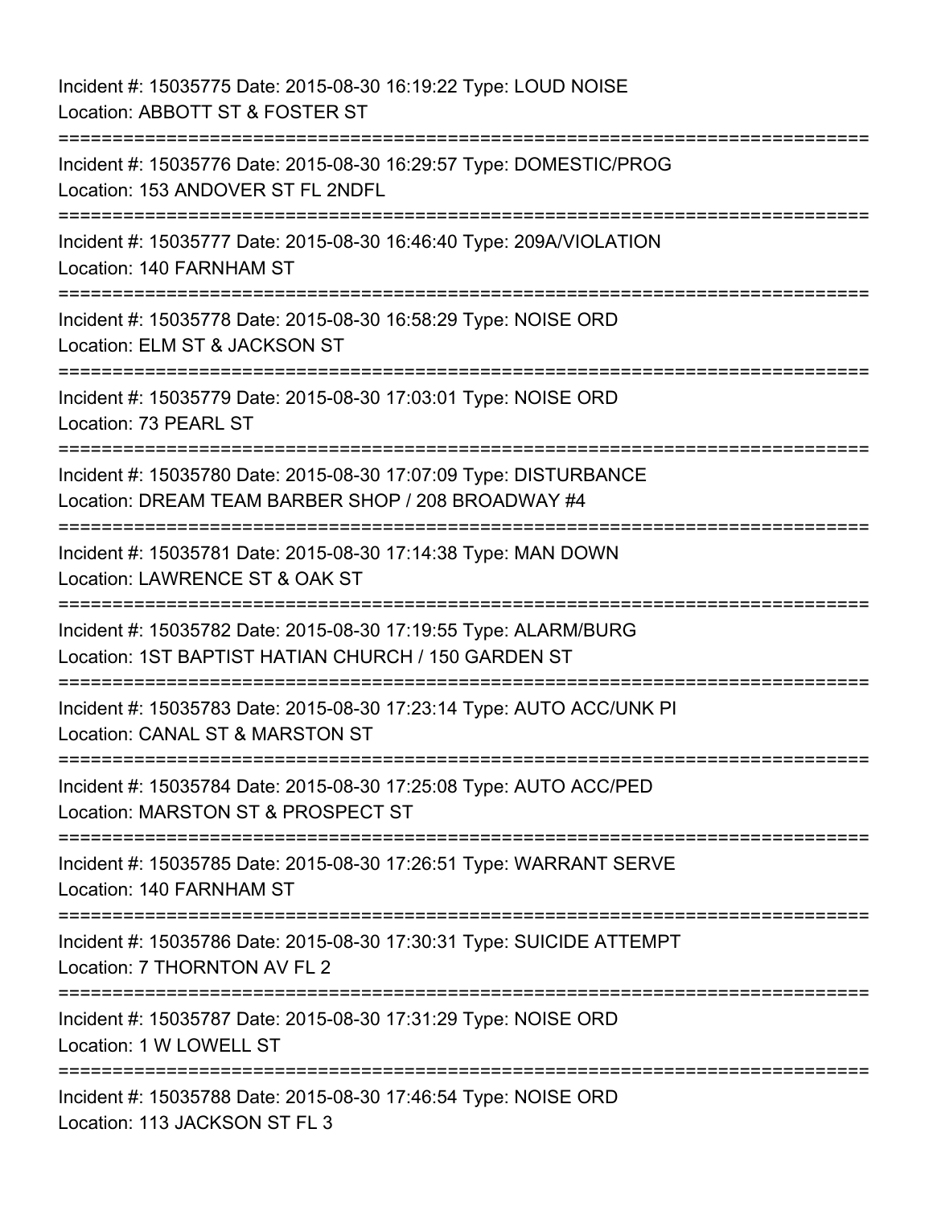Incident #: 15035775 Date: 2015-08-30 16:19:22 Type: LOUD NOISE
Location: ABBOTT ST & FOSTER ST

===========================================================================

Incident #: 15035776 Date: 2015-08-30 16:29:57 Type: DOMESTIC/PROG
Location: 153 ANDOVER ST FL 2NDFL

===========================================================================

Incident #: 15035777 Date: 2015-08-30 16:46:40 Type: 209A/VIOLATION
Location: 140 FARNHAM ST

===========================================================================

Incident #: 15035778 Date: 2015-08-30 16:58:29 Type: NOISE ORD
Location: ELM ST & JACKSON ST

===========================================================================

Incident #: 15035779 Date: 2015-08-30 17:03:01 Type: NOISE ORD
Location: 73 PEARL ST

===========================================================================

Incident #: 15035780 Date: 2015-08-30 17:07:09 Type: DISTURBANCE
Location: DREAM TEAM BARBER SHOP / 208 BROADWAY #4

===========================================================================

Incident #: 15035781 Date: 2015-08-30 17:14:38 Type: MAN DOWN
Location: LAWRENCE ST & OAK ST

===========================================================================

Incident #: 15035782 Date: 2015-08-30 17:19:55 Type: ALARM/BURG
Location: 1ST BAPTIST HATIAN CHURCH / 150 GARDEN ST

===========================================================================

Incident #: 15035783 Date: 2015-08-30 17:23:14 Type: AUTO ACC/UNK PI
Location: CANAL ST & MARSTON ST

===========================================================================

Incident #: 15035784 Date: 2015-08-30 17:25:08 Type: AUTO ACC/PED
Location: MARSTON ST & PROSPECT ST

===========================================================================

Incident #: 15035785 Date: 2015-08-30 17:26:51 Type: WARRANT SERVE
Location: 140 FARNHAM ST

===========================================================================

Incident #: 15035786 Date: 2015-08-30 17:30:31 Type: SUICIDE ATTEMPT
Location: 7 THORNTON AV FL 2

===========================================================================

Incident #: 15035787 Date: 2015-08-30 17:31:29 Type: NOISE ORD
Location: 1 W LOWELL ST

===========================================================================

Incident #: 15035788 Date: 2015-08-30 17:46:54 Type: NOISE ORD
Location: 113 JACKSON ST FL 3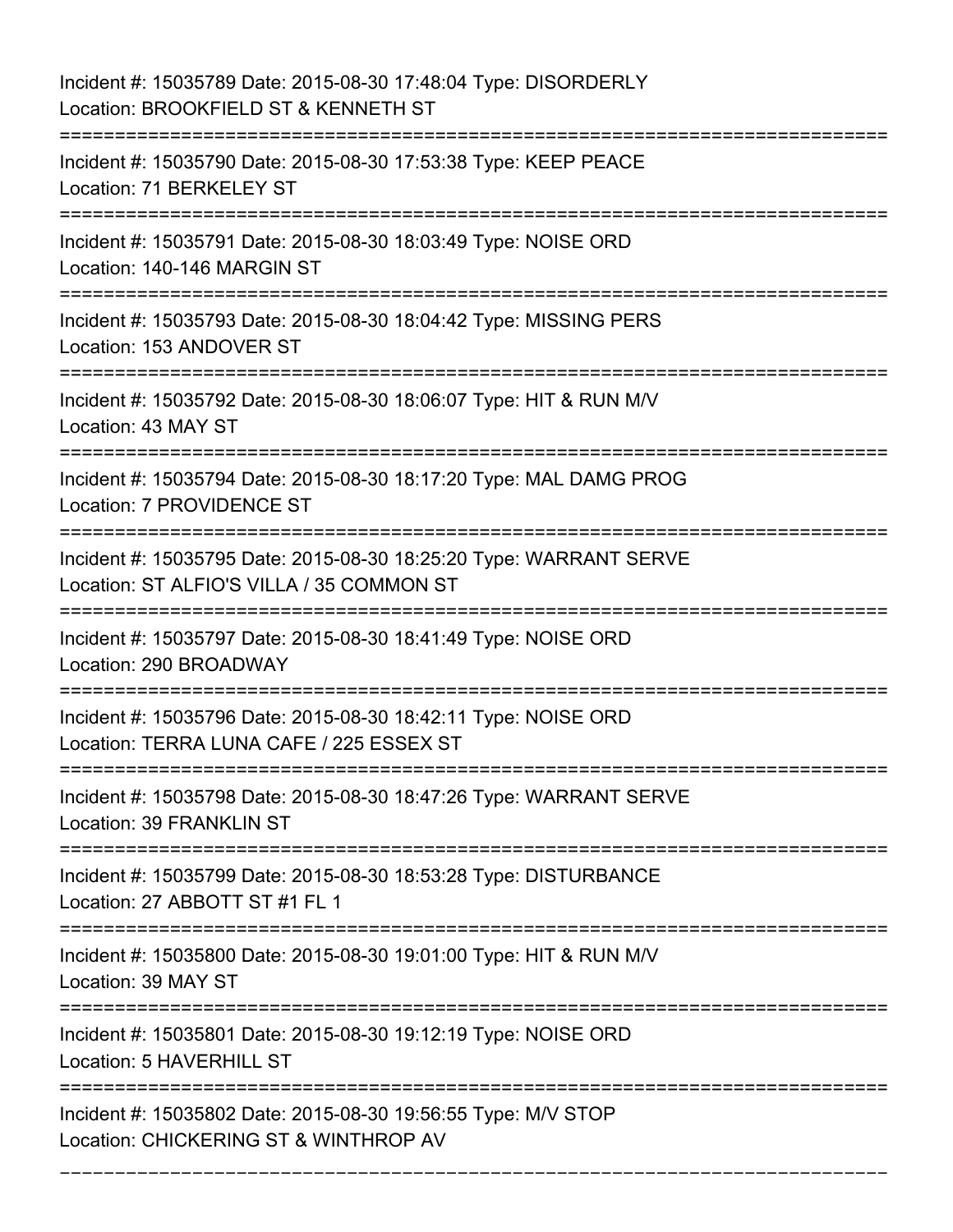Incident #: 15035789 Date: 2015-08-30 17:48:04 Type: DISORDERLY
Location: BROOKFIELD ST & KENNETH ST

===========================================================================

Incident #: 15035790 Date: 2015-08-30 17:53:38 Type: KEEP PEACE
Location: 71 BERKELEY ST

===========================================================================

Incident #: 15035791 Date: 2015-08-30 18:03:49 Type: NOISE ORD
Location: 140-146 MARGIN ST

===========================================================================

Incident #: 15035793 Date: 2015-08-30 18:04:42 Type: MISSING PERS
Location: 153 ANDOVER ST

===========================================================================

Incident #: 15035792 Date: 2015-08-30 18:06:07 Type: HIT & RUN M/V
Location: 43 MAY ST

===========================================================================

Incident #: 15035794 Date: 2015-08-30 18:17:20 Type: MAL DAMG PROG
Location: 7 PROVIDENCE ST

===========================================================================

Incident #: 15035795 Date: 2015-08-30 18:25:20 Type: WARRANT SERVE
Location: ST ALFIO'S VILLA / 35 COMMON ST

===========================================================================

Incident #: 15035797 Date: 2015-08-30 18:41:49 Type: NOISE ORD
Location: 290 BROADWAY

===========================================================================

Incident #: 15035796 Date: 2015-08-30 18:42:11 Type: NOISE ORD
Location: TERRA LUNA CAFE / 225 ESSEX ST

===========================================================================

Incident #: 15035798 Date: 2015-08-30 18:47:26 Type: WARRANT SERVE
Location: 39 FRANKLIN ST

===========================================================================

Incident #: 15035799 Date: 2015-08-30 18:53:28 Type: DISTURBANCE
Location: 27 ABBOTT ST #1 FL 1

===========================================================================

Incident #: 15035800 Date: 2015-08-30 19:01:00 Type: HIT & RUN M/V
Location: 39 MAY ST

===========================================================================

Incident #: 15035801 Date: 2015-08-30 19:12:19 Type: NOISE ORD
Location: 5 HAVERHILL ST

===========================================================================

Incident #: 15035802 Date: 2015-08-30 19:56:55 Type: M/V STOP
Location: CHICKERING ST & WINTHROP AV

===========================================================================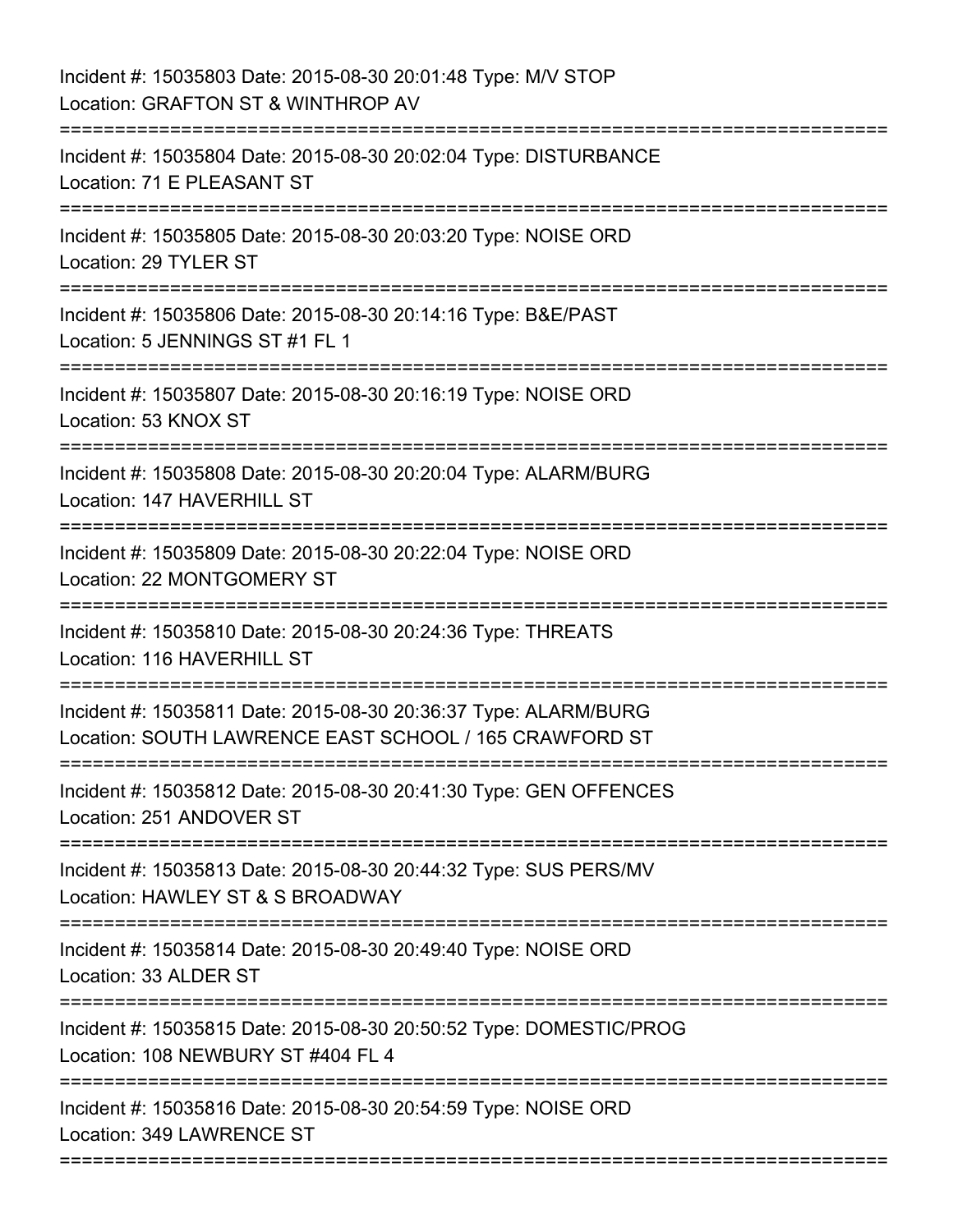Incident #: 15035803 Date: 2015-08-30 20:01:48 Type: M/V STOP
Location: GRAFTON ST & WINTHROP AV

===========================================================================

Incident #: 15035804 Date: 2015-08-30 20:02:04 Type: DISTURBANCE
Location: 71 E PLEASANT ST

===========================================================================

Incident #: 15035805 Date: 2015-08-30 20:03:20 Type: NOISE ORD
Location: 29 TYLER ST

===========================================================================

Incident #: 15035806 Date: 2015-08-30 20:14:16 Type: B&E/PAST
Location: 5 JENNINGS ST #1 FL 1

===========================================================================

Incident #: 15035807 Date: 2015-08-30 20:16:19 Type: NOISE ORD
Location: 53 KNOX ST

===========================================================================

Incident #: 15035808 Date: 2015-08-30 20:20:04 Type: ALARM/BURG
Location: 147 HAVERHILL ST

===========================================================================

Incident #: 15035809 Date: 2015-08-30 20:22:04 Type: NOISE ORD
Location: 22 MONTGOMERY ST

===========================================================================

Incident #: 15035810 Date: 2015-08-30 20:24:36 Type: THREATS
Location: 116 HAVERHILL ST

===========================================================================

Incident #: 15035811 Date: 2015-08-30 20:36:37 Type: ALARM/BURG
Location: SOUTH LAWRENCE EAST SCHOOL / 165 CRAWFORD ST

===========================================================================

Incident #: 15035812 Date: 2015-08-30 20:41:30 Type: GEN OFFENCES
Location: 251 ANDOVER ST

===========================================================================

Incident #: 15035813 Date: 2015-08-30 20:44:32 Type: SUS PERS/MV
Location: HAWLEY ST & S BROADWAY

===========================================================================

Incident #: 15035814 Date: 2015-08-30 20:49:40 Type: NOISE ORD
Location: 33 ALDER ST

===========================================================================

Incident #: 15035815 Date: 2015-08-30 20:50:52 Type: DOMESTIC/PROG
Location: 108 NEWBURY ST #404 FL 4

===========================================================================

Incident #: 15035816 Date: 2015-08-30 20:54:59 Type: NOISE ORD
Location: 349 LAWRENCE ST

===========================================================================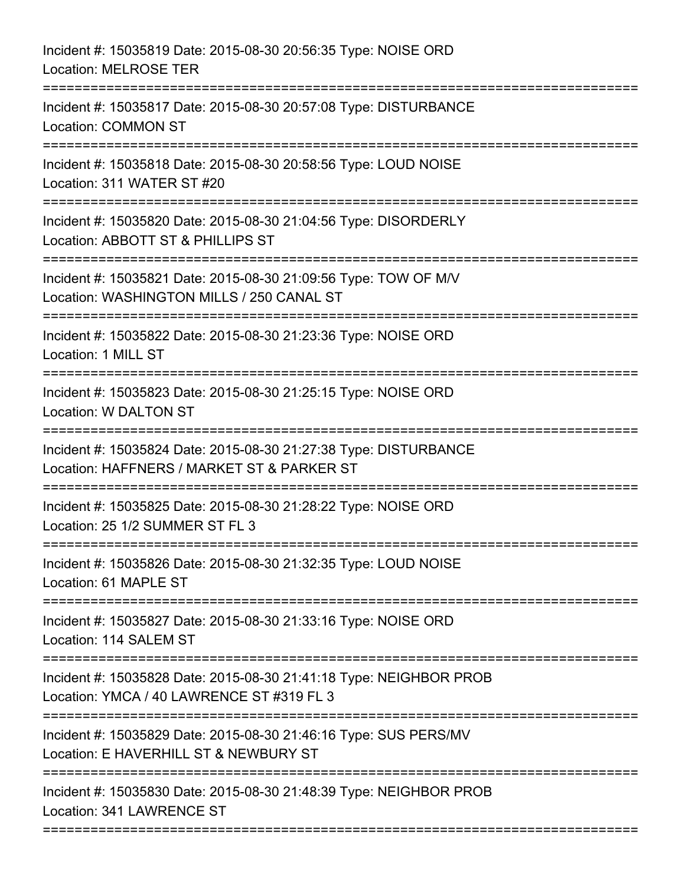Incident #: 15035819 Date: 2015-08-30 20:56:35 Type: NOISE ORD
Location: MELROSE TER

===========================================================================

Incident #: 15035817 Date: 2015-08-30 20:57:08 Type: DISTURBANCE
Location: COMMON ST

===========================================================================

Incident #: 15035818 Date: 2015-08-30 20:58:56 Type: LOUD NOISE
Location: 311 WATER ST #20

===========================================================================

Incident #: 15035820 Date: 2015-08-30 21:04:56 Type: DISORDERLY
Location: ABBOTT ST & PHILLIPS ST

===========================================================================

Incident #: 15035821 Date: 2015-08-30 21:09:56 Type: TOW OF M/V
Location: WASHINGTON MILLS / 250 CANAL ST

===========================================================================

Incident #: 15035822 Date: 2015-08-30 21:23:36 Type: NOISE ORD
Location: 1 MILL ST

===========================================================================

Incident #: 15035823 Date: 2015-08-30 21:25:15 Type: NOISE ORD
Location: W DALTON ST

===========================================================================

Incident #: 15035824 Date: 2015-08-30 21:27:38 Type: DISTURBANCE
Location: HAFFNERS / MARKET ST & PARKER ST

===========================================================================

Incident #: 15035825 Date: 2015-08-30 21:28:22 Type: NOISE ORD
Location: 25 1/2 SUMMER ST FL 3

===========================================================================

Incident #: 15035826 Date: 2015-08-30 21:32:35 Type: LOUD NOISE
Location: 61 MAPLE ST

===========================================================================

Incident #: 15035827 Date: 2015-08-30 21:33:16 Type: NOISE ORD
Location: 114 SALEM ST

===========================================================================

Incident #: 15035828 Date: 2015-08-30 21:41:18 Type: NEIGHBOR PROB
Location: YMCA / 40 LAWRENCE ST #319 FL 3

===========================================================================

Incident #: 15035829 Date: 2015-08-30 21:46:16 Type: SUS PERS/MV
Location: E HAVERHILL ST & NEWBURY ST

===========================================================================

Incident #: 15035830 Date: 2015-08-30 21:48:39 Type: NEIGHBOR PROB
Location: 341 LAWRENCE ST

===========================================================================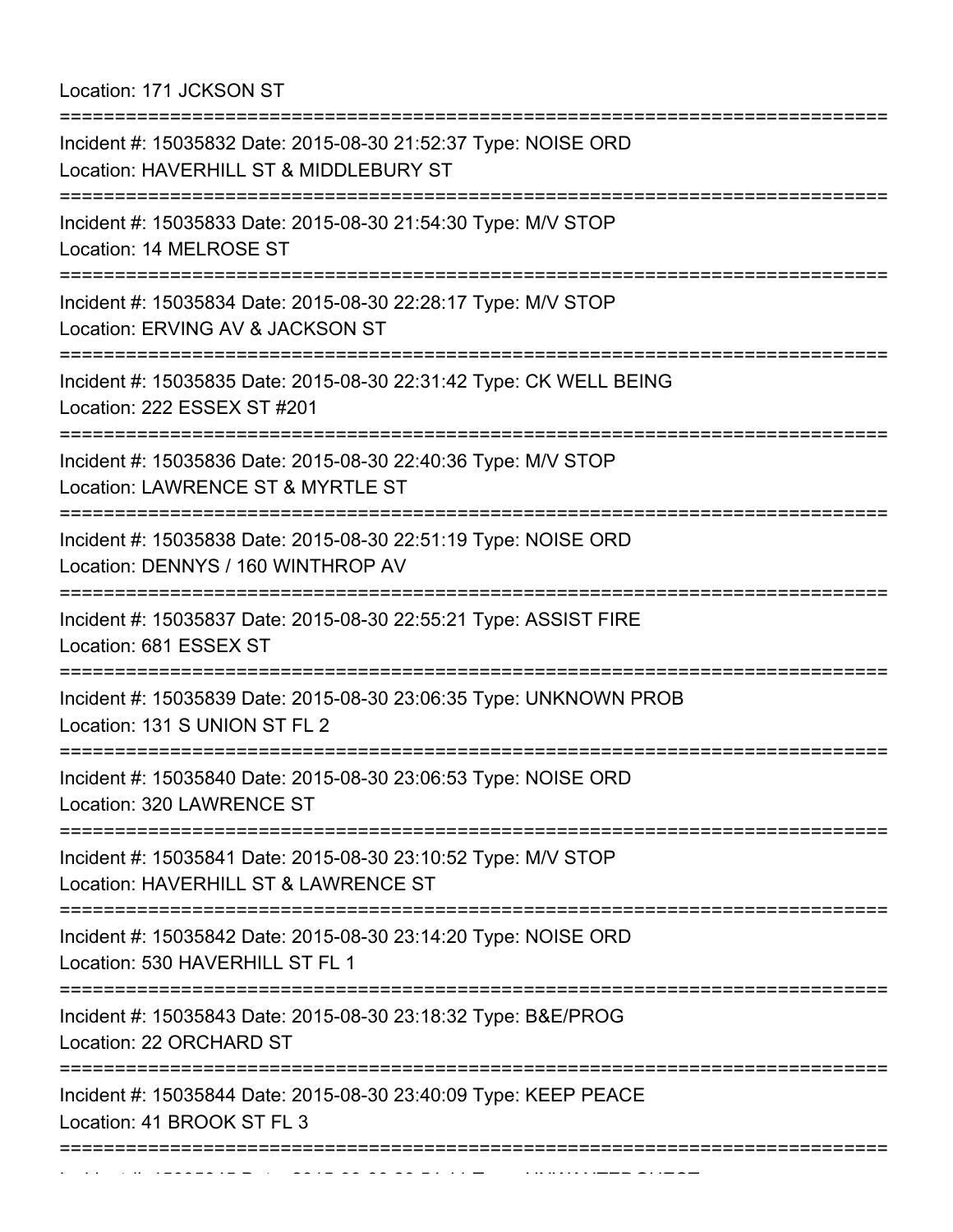Location: 171 JCKSON ST

===========================================================================

Incident #: 15035832 Date: 2015-08-30 21:52:37 Type: NOISE ORD
Location: HAVERHILL ST & MIDDLEBURY ST

===========================================================================

Incident #: 15035833 Date: 2015-08-30 21:54:30 Type: M/V STOP
Location: 14 MELROSE ST

===========================================================================

Incident #: 15035834 Date: 2015-08-30 22:28:17 Type: M/V STOP
Location: ERVING AV & JACKSON ST

===========================================================================

Incident #: 15035835 Date: 2015-08-30 22:31:42 Type: CK WELL BEING
Location: 222 ESSEX ST #201

===========================================================================

Incident #: 15035836 Date: 2015-08-30 22:40:36 Type: M/V STOP
Location: LAWRENCE ST & MYRTLE ST

===========================================================================

Incident #: 15035838 Date: 2015-08-30 22:51:19 Type: NOISE ORD
Location: DENNYS / 160 WINTHROP AV

===========================================================================

Incident #: 15035837 Date: 2015-08-30 22:55:21 Type: ASSIST FIRE
Location: 681 ESSEX ST

===========================================================================

Incident #: 15035839 Date: 2015-08-30 23:06:35 Type: UNKNOWN PROB
Location: 131 S UNION ST FL 2

===========================================================================

Incident #: 15035840 Date: 2015-08-30 23:06:53 Type: NOISE ORD
Location: 320 LAWRENCE ST

===========================================================================

Incident #: 15035841 Date: 2015-08-30 23:10:52 Type: M/V STOP
Location: HAVERHILL ST & LAWRENCE ST

===========================================================================

Incident #: 15035842 Date: 2015-08-30 23:14:20 Type: NOISE ORD
Location: 530 HAVERHILL ST FL 1

===========================================================================

Incident #: 15035843 Date: 2015-08-30 23:18:32 Type: B&E/PROG
Location: 22 ORCHARD ST

===========================================================================

Incident #: 15035844 Date: 2015-08-30 23:40:09 Type: KEEP PEACE
Location: 41 BROOK ST FL 3

===========================================================================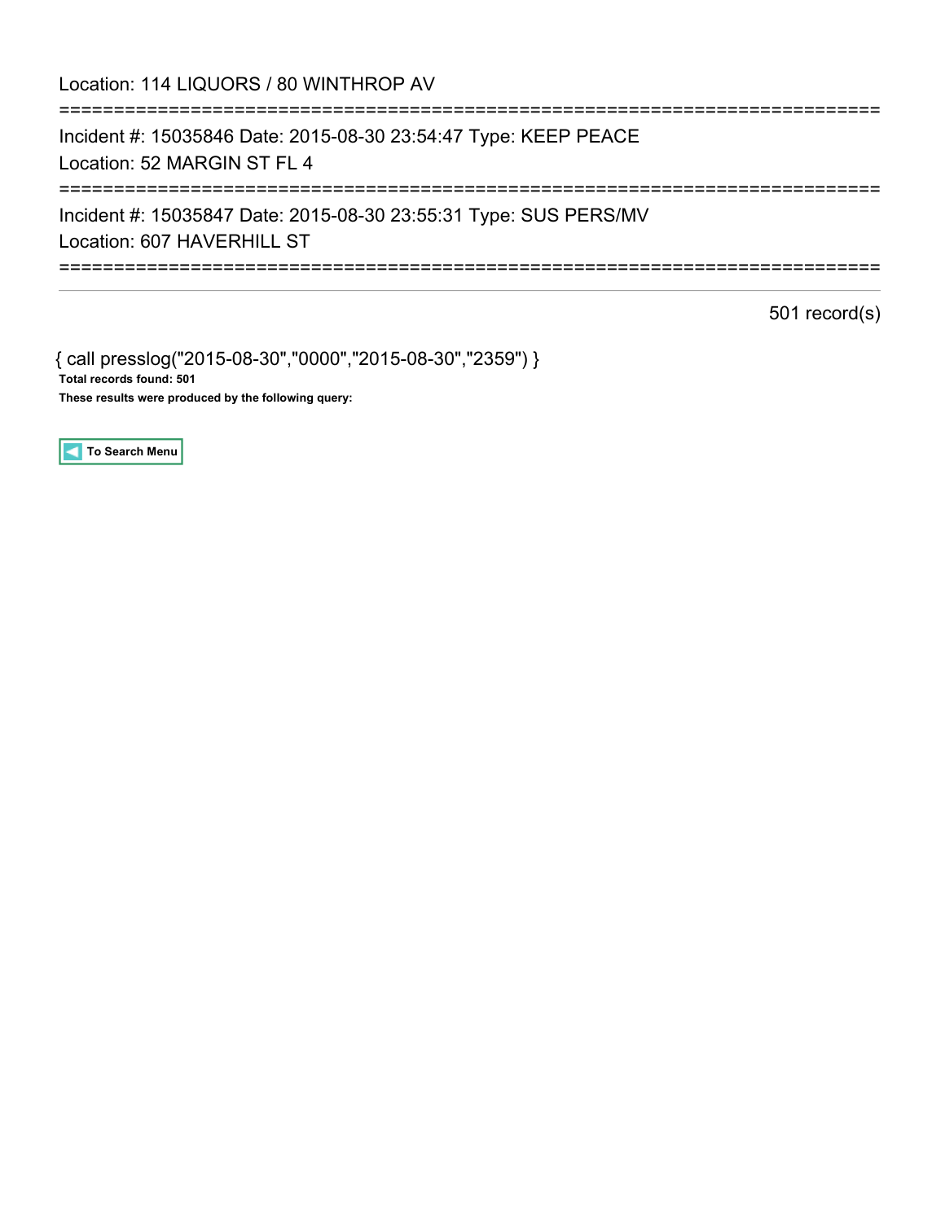Location: 114 LIQUORS / 80 WINTHROP AV

===========================================================================

Incident #: 15035846 Date: 2015-08-30 23:54:47 Type: KEEP PEACE

Location: 52 MARGIN ST FL 4

===========================================================================

Incident #: 15035847 Date: 2015-08-30 23:55:31 Type: SUS PERS/MV

Location: 607 HAVERHILL ST

===========================================================================

501 record(s)

{ call presslog("2015-08-30","0000","2015-08-30","2359") }

**Total records found: 501**

**These results were produced by the following query:**

To Search Menu